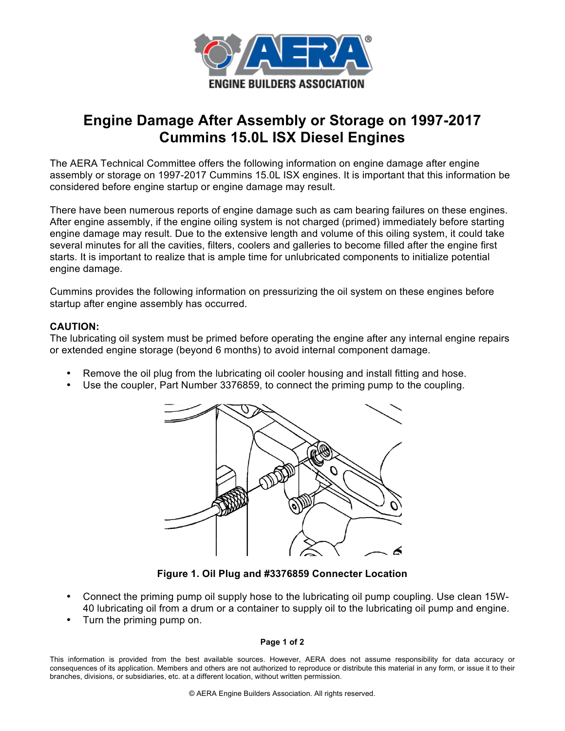# Engine Damage After Assembly or Storage on 1997-2017 Cummins 15.0L ISX Diesel Engines

The AERA Technical Committee offers the following information on engine damage after engine assembly or storage on 1997-2017 Cummins 15.0L ISX engines. It is important that this information be considered before engine startup or engine damage may result.

There have been numerous reports of engine damage such as cam bearing failures on these engines. After engine assembly, if the engine oiling system is not charged (primed) immediately before starting engine damage may result. Due to the extensive length and volume of this oiling system, it could take several minutes for all the cavities, filters, coolers and galleries to become filled after the engine first starts. It is important to realize that is ample time for unlubricated components to initialize potential engine damage.

Cummins provides the following information on pressurizing the oil system on these engines before startup after engine assembly has occurred.

**CAUTION:**
The lubricating oil system must be primed before operating the engine after any internal engine repairs or extended engine storage (beyond 6 months) to avoid internal component damage.

- Remove the oil plug from the lubricating oil cooler housing and install fitting and hose.
- Use the coupler, Part Number 3376859, to connect the priming pump to the coupling.

**Figure 1. Oil Plug and #3376859 Connecter Location**

- Connect the priming pump oil supply hose to the lubricating oil pump coupling. Use clean 15W-40 lubricating oil from a drum or a container to supply oil to the lubricating oil pump and engine.
- Turn the priming pump on.

This information is provided from the best available sources. However, AERA does not assume responsibility for data accuracy or consequences of its application. Members and others are not authorized to reproduce or distribute this material in any form, or issue it to their branches, divisions, or subsidiaries, etc. at a different location, without written permission.

© AERA Engine Builders Association. All rights reserved.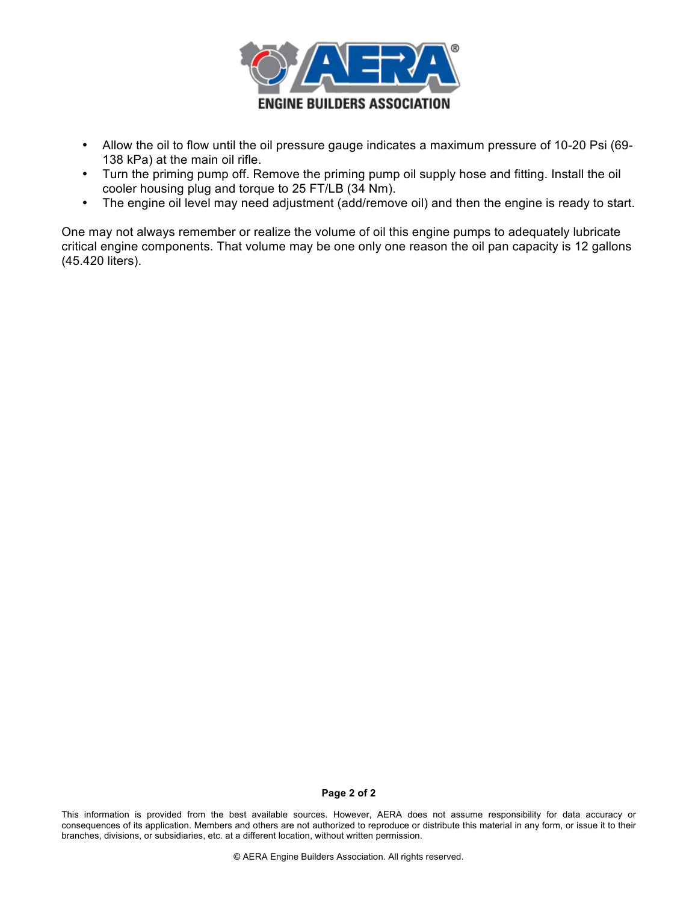- Allow the oil to flow until the oil pressure gauge indicates a maximum pressure of 10-20 Psi (69-138 kPa) at the main oil rifle.
- Turn the priming pump off. Remove the priming pump oil supply hose and fitting. Install the oil cooler housing plug and torque to 25 FT/LB (34 Nm).
- The engine oil level may need adjustment (add/remove oil) and then the engine is ready to start.

One may not always remember or realize the volume of oil this engine pumps to adequately lubricate critical engine components. That volume may be one only one reason the oil pan capacity is 12 gallons (45.420 liters).

This information is provided from the best available sources. However, AERA does not assume responsibility for data accuracy or consequences of its application. Members and others are not authorized to reproduce or distribute this material in any form, or issue it to their branches, divisions, or subsidiaries, etc. at a different location, without written permission.

© AERA Engine Builders Association. All rights reserved.